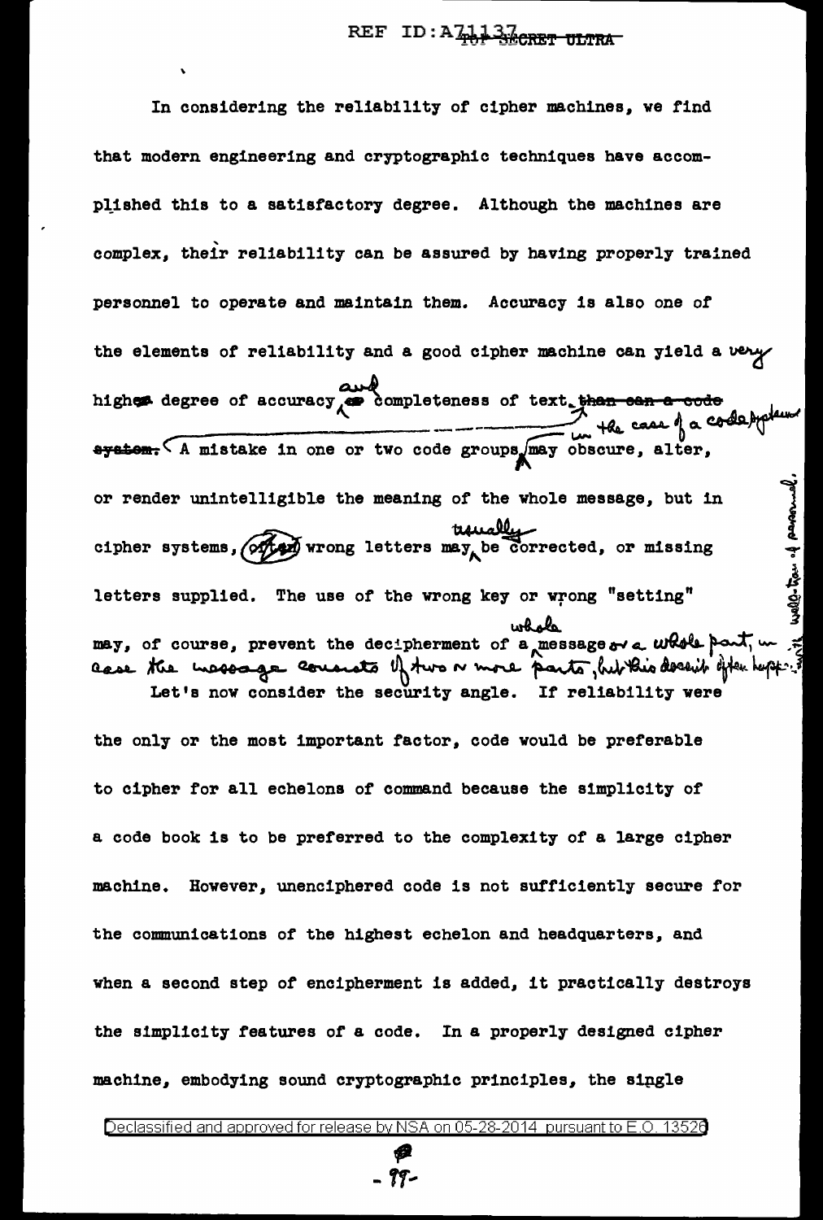In considering the reliability of cipher machines, we find that modern engineering and cryptographic techniques have accomplished this to a satisfactory degree. Although the machines are complex, their reliability can be assured by having properly trained personnel to operate and maintain them. Accuracy is also one of the elements of reliability and a good cipher machine can yield a very high degree of accuracy and completeness of text. In the case of a code system a mistake in one or two code groups may obscure, alter, or render unintelligible the meaning of the whole message, but in cipher systems, wrong letters may usually be corrected, or missing letters supplied with well-trained personnel. The use of the wrong key or wrong "setting" may, of course, prevent the decipherment of a whole message or a whole part, in case the message consists of two or more parts, but this doesn't often happen.

Let's now consider the security angle. If reliability were the only or the most important factor, code would be preferable to cipher for all echelons of command because the simplicity of a code book is to be preferred to the complexity of a large cipher machine. However, unenciphered code is not sufficiently secure for the communications of the highest echelon and headquarters, and when a second step of encipherment is added, it practically destroys the simplicity features of a code. In a properly designed cipher machine, embodying sound cryptographic principles, the single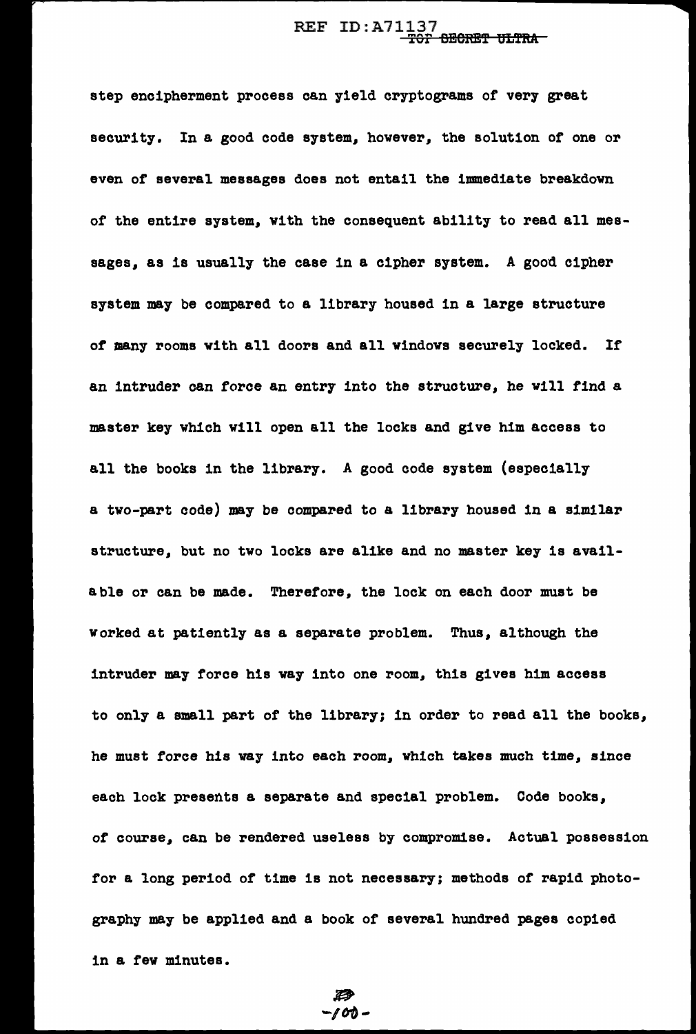step encipherment process can yield cryptograms of very great security. In a good code system, however, the solution of one or even of several messages does not entail the immediate breakdown of the entire system, with the consequent ability to read all messages, as is usually the case in a cipher system. A good cipher system may be compared to a library housed in a large structure of many rooms with all doors and all windows securely locked. If an intruder can force an entry into the structure, he will find a master key which will open all the locks and give him access to all the books in the library. A good code system (especially a two-part code) may be compared to a library housed in a similar structure, but no two locks are alike and no master key is available or can be made. Therefore, the lock on each door must be worked at patiently as a separate problem. Thus, although the intruder may force his way into one room, this gives him access to only a small part of the library; in order to read all the books, he must force his way into each room, which takes much time, since each lock presents a separate and special problem. Code books, of course, can be rendered useless by compromise. Actual possession for a long period of time is not necessary; methods of rapid photography may be applied and a book of several hundred pages copied in a few minutes.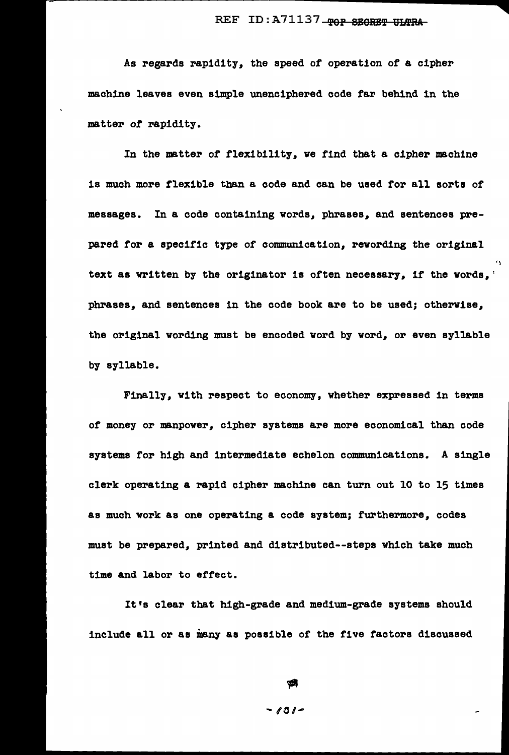As regards rapidity, the speed of operation of a cipher machine leaves even simple unenciphered code far behind in the matter of rapidity.

In the matter of flexibility, we find that a cipher machine is much more flexible than a code and can be used for all sorts of messages. In a code containing words, phrases, and sentences prepared for a specific type of communication, rewording the original text as written by the originator is often necessary, if the words, phrases, and sentences in the code book are to be used; otherwise, the original wording must be encoded word by word, or even syllable by syllable.

Finally, with respect to economy, whether expressed in terms of money or manpower, cipher systems are more economical than code systems for high and intermediate echelon communications. A single clerk operating a rapid cipher machine can turn out 10 to 15 times as much work as one operating a code system; furthermore, codes must be prepared, printed and distributed--steps which take much time and labor to effect.

It's clear that high-grade and medium-grade systems should include all or as many as possible of the five factors discussed